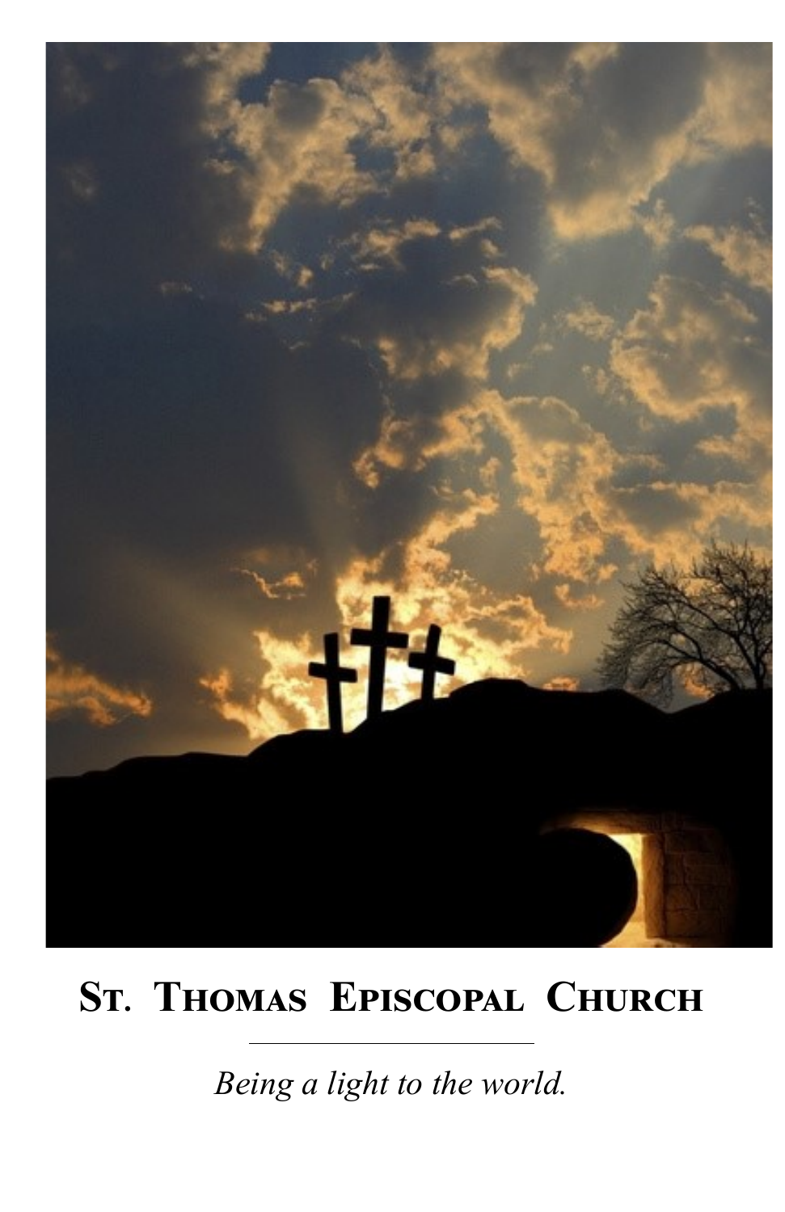# St. Thomas Episcopal Church

---

*Being a light to the world.*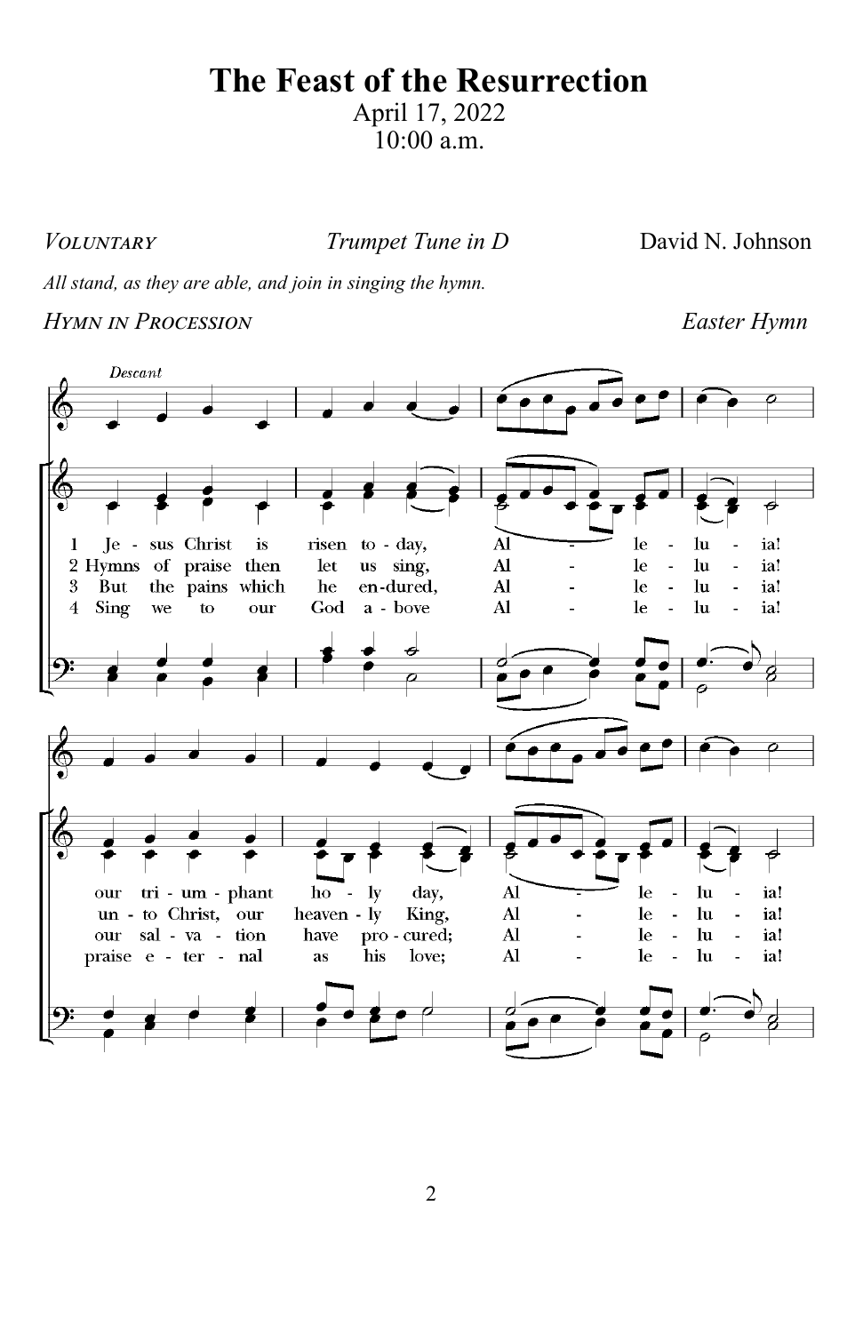# The Feast of the Resurrection

April 17, 2022
10:00 a.m.

*VOLUNTARY* *Trumpet Tune in D* David N. Johnson

*All stand, as they are able, and join in singing the hymn.*

*HYMN IN PROCESSION* *Easter Hymn*

Descant

1 Jesus Christ is risen today, Alleluia!
our triumphant holy day, Alleluia!

2 Hymns of praise then let us sing, Alleluia!
unto Christ, our heavenly King, Alleluia!

3 But the pains which he endured, Alleluia!
our salvation have procured; Alleluia!

4 Sing we to our God above Alleluia!
praise eternal as his love; Alleluia!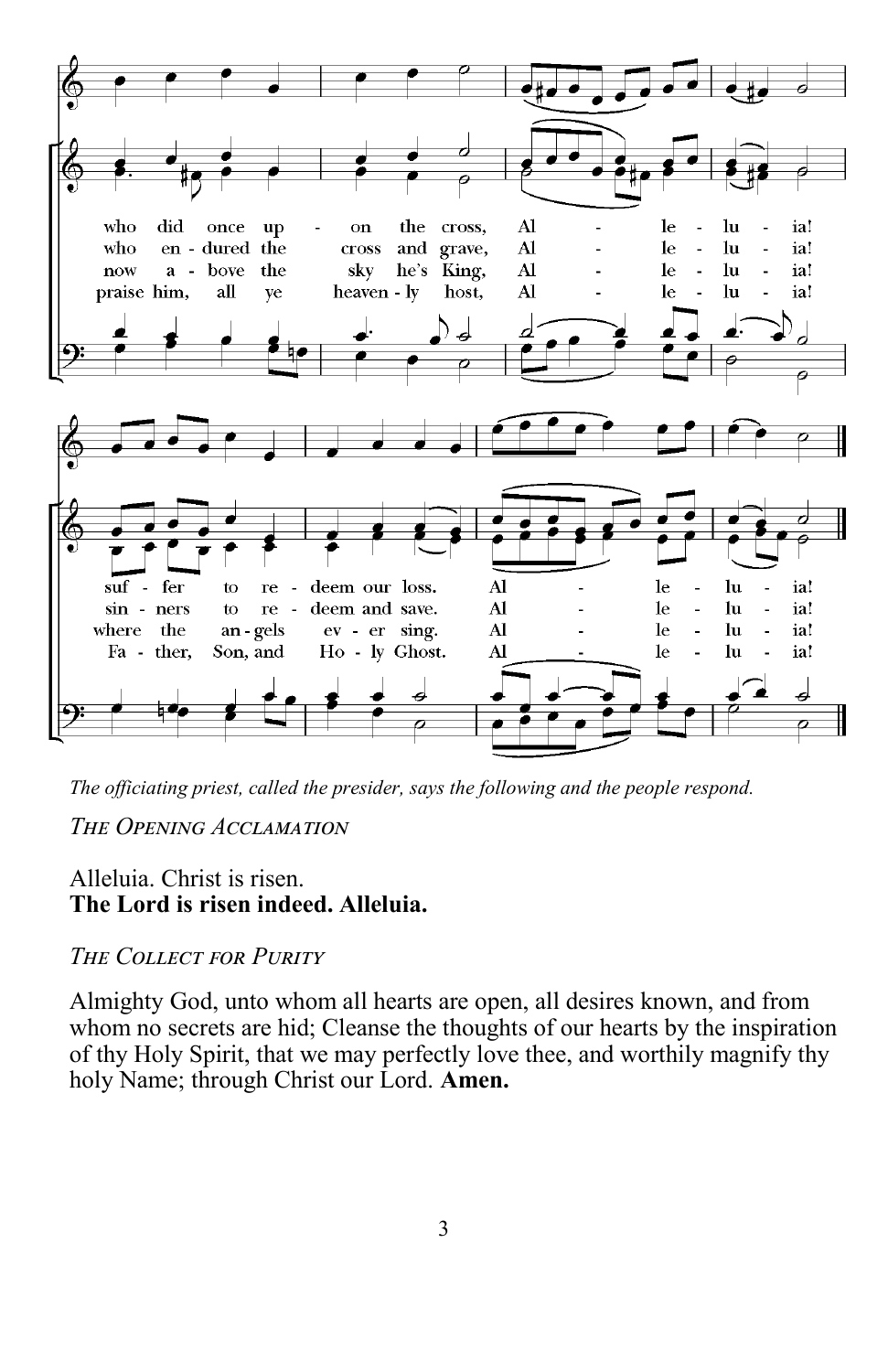who did once up - on the cross, Al - le - lu - ia!
who en - dured the cross and grave, Al - le - lu - ia!
now a - bove the sky he's King, Al - le - lu - ia!
praise him, all ye heaven - ly host, Al - le - lu - ia!

suf - fer to re - deem our loss. Al - le - lu - ia!
sin - ners to re - deem and save. Al - le - lu - ia!
where the an - gels ev - er sing. Al - le - lu - ia!
Fa - ther, Son, and Ho - ly Ghost. Al - le - lu - ia!

*The officiating priest, called the presider, says the following and the people respond.*

*The Opening Acclamation*

Alleluia. Christ is risen.
**The Lord is risen indeed. Alleluia.**

*The Collect for Purity*

Almighty God, unto whom all hearts are open, all desires known, and from whom no secrets are hid; Cleanse the thoughts of our hearts by the inspiration of thy Holy Spirit, that we may perfectly love thee, and worthily magnify thy holy Name; through Christ our Lord. **Amen.**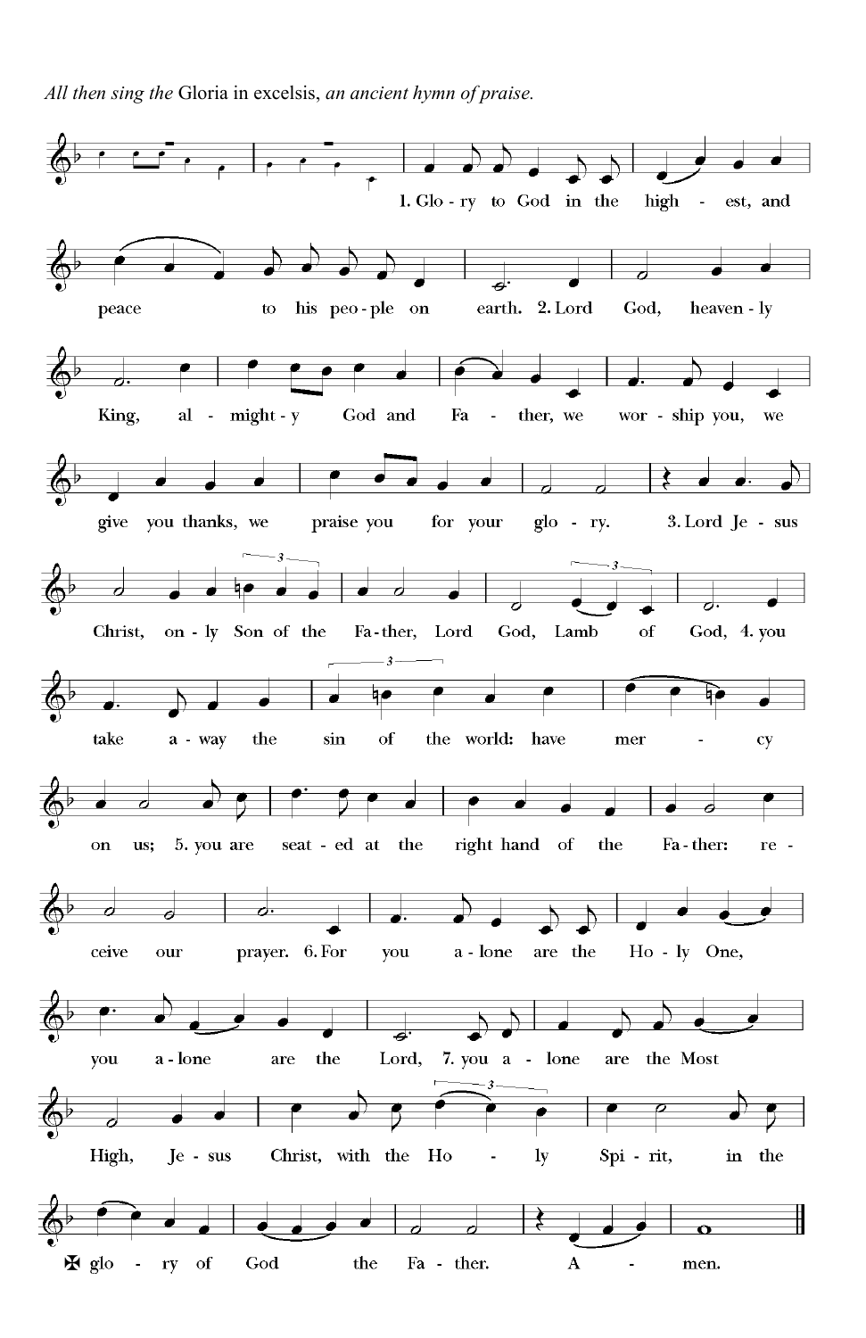*All then sing the* Gloria in excelsis, *an ancient hymn of praise.*

1. Glory to God in the highest, and peace to his people on earth. 2. Lord God, heavenly King, almighty God and Father, we worship you, we give you thanks, we praise you for your glory. 3. Lord Jesus Christ, only Son of the Father, Lord God, Lamb of God, 4. you take away the sin of the world: have mercy on us; 5. you are seated at the right hand of the Father: receive our prayer. 6. For you alone are the Holy One, you alone are the Lord, 7. you alone are the Most High, Jesus Christ, with the Holy Spirit, in the ✠ glory of God the Father. Amen.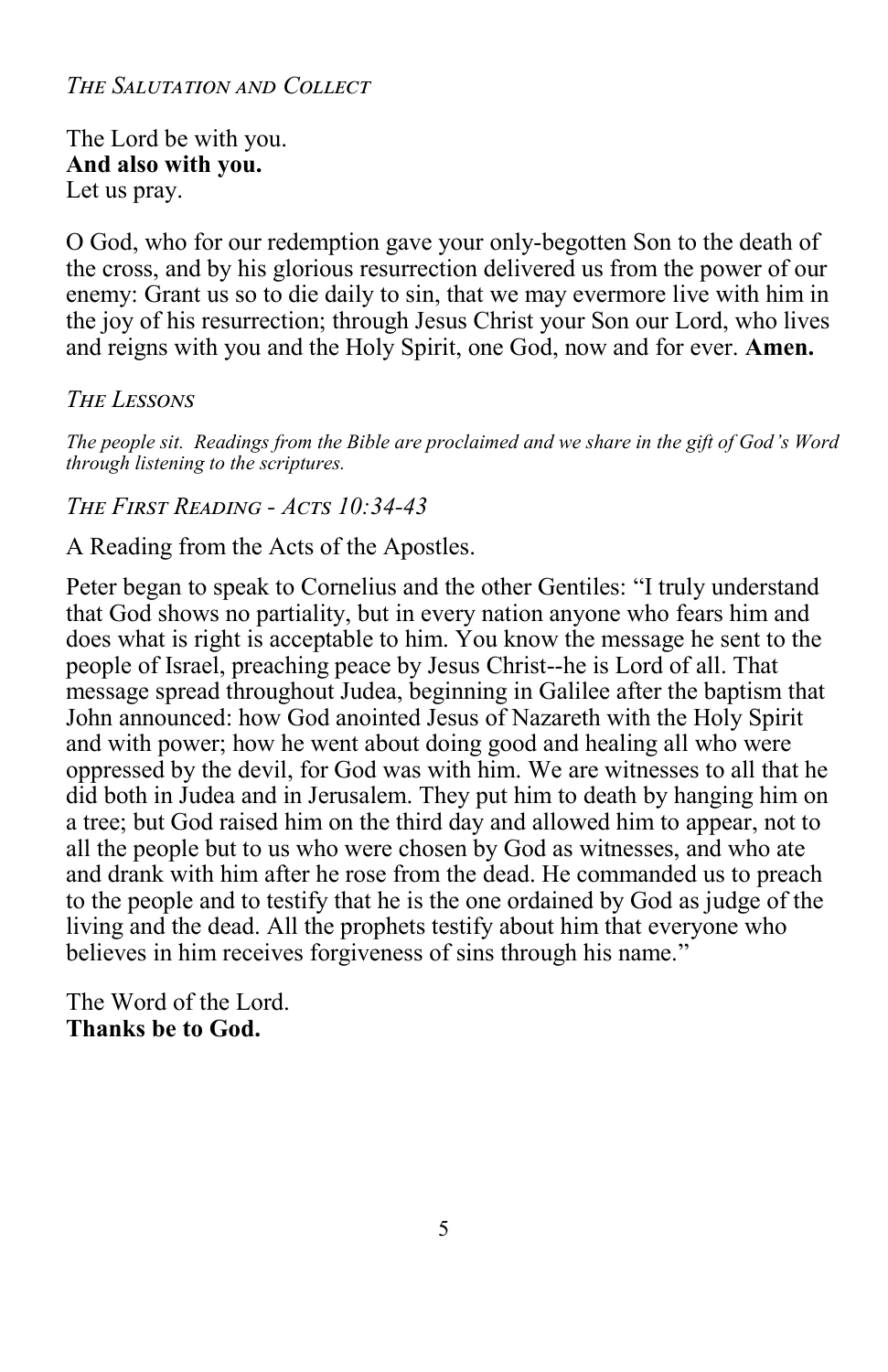### *The Salutation and Collect*

The Lord be with you.
**And also with you.**
Let us pray.

O God, who for our redemption gave your only-begotten Son to the death of the cross, and by his glorious resurrection delivered us from the power of our enemy: Grant us so to die daily to sin, that we may evermore live with him in the joy of his resurrection; through Jesus Christ your Son our Lord, who lives and reigns with you and the Holy Spirit, one God, now and for ever. **Amen.**

### *The Lessons*

*The people sit. Readings from the Bible are proclaimed and we share in the gift of God's Word through listening to the scriptures.*

### *The First Reading - Acts 10:34-43*

A Reading from the Acts of the Apostles.

Peter began to speak to Cornelius and the other Gentiles: "I truly understand that God shows no partiality, but in every nation anyone who fears him and does what is right is acceptable to him. You know the message he sent to the people of Israel, preaching peace by Jesus Christ--he is Lord of all. That message spread throughout Judea, beginning in Galilee after the baptism that John announced: how God anointed Jesus of Nazareth with the Holy Spirit and with power; how he went about doing good and healing all who were oppressed by the devil, for God was with him. We are witnesses to all that he did both in Judea and in Jerusalem. They put him to death by hanging him on a tree; but God raised him on the third day and allowed him to appear, not to all the people but to us who were chosen by God as witnesses, and who ate and drank with him after he rose from the dead. He commanded us to preach to the people and to testify that he is the one ordained by God as judge of the living and the dead. All the prophets testify about him that everyone who believes in him receives forgiveness of sins through his name."

The Word of the Lord.
**Thanks be to God.**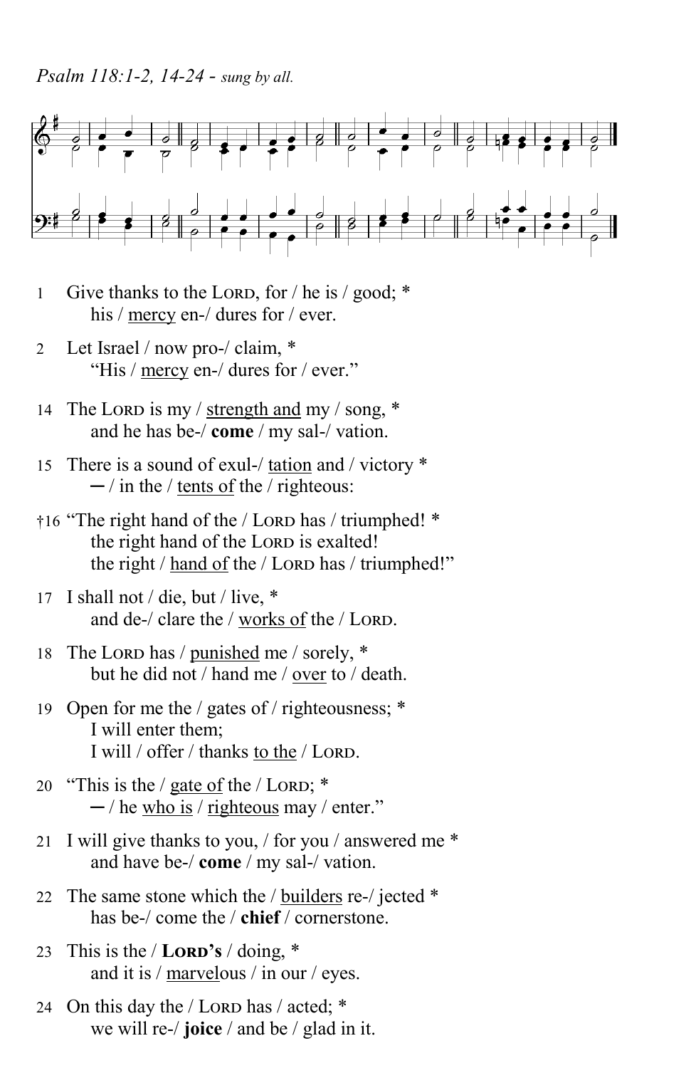*Psalm 118:1-2, 14-24 - sung by all.*

1 Give thanks to the LORD, for / he is / good; *
his / <u>mercy</u> en-/ dures for / ever.

2 Let Israel / now pro-/ claim, *
"His / <u>mercy</u> en-/ dures for / ever."

14 The LORD is my / <u>strength and</u> my / song, *
and he has be-/ **come** / my sal-/ vation.

15 There is a sound of exul-/ <u>tation</u> and / victory *
─ / in the / <u>tents of</u> the / righteous:

†16 "The right hand of the / LORD has / triumphed! *
the right hand of the LORD is exalted!
the right / <u>hand of</u> the / LORD has / triumphed!"

17 I shall not / die, but / live, *
and de-/ clare the / <u>works of</u> the / LORD.

18 The LORD has / <u>punished</u> me / sorely, *
but he did not / hand me / <u>over</u> to / death.

19 Open for me the / gates of / righteousness; *
I will enter them;
I will / offer / thanks <u>to the</u> / LORD.

20 "This is the / <u>gate of</u> the / LORD; *
─ / he <u>who is</u> / <u>righteous</u> may / enter."

21 I will give thanks to you, / for you / answered me *
and have be-/ **come** / my sal-/ vation.

22 The same stone which the / <u>builders</u> re-/ jected *
has be-/ come the / **chief** / cornerstone.

23 This is the / **LORD's** / doing, *
and it is / <u>marvel</u>ous / in our / eyes.

24 On this day the / LORD has / acted; *
we will re-/ **joice** / and be / glad in it.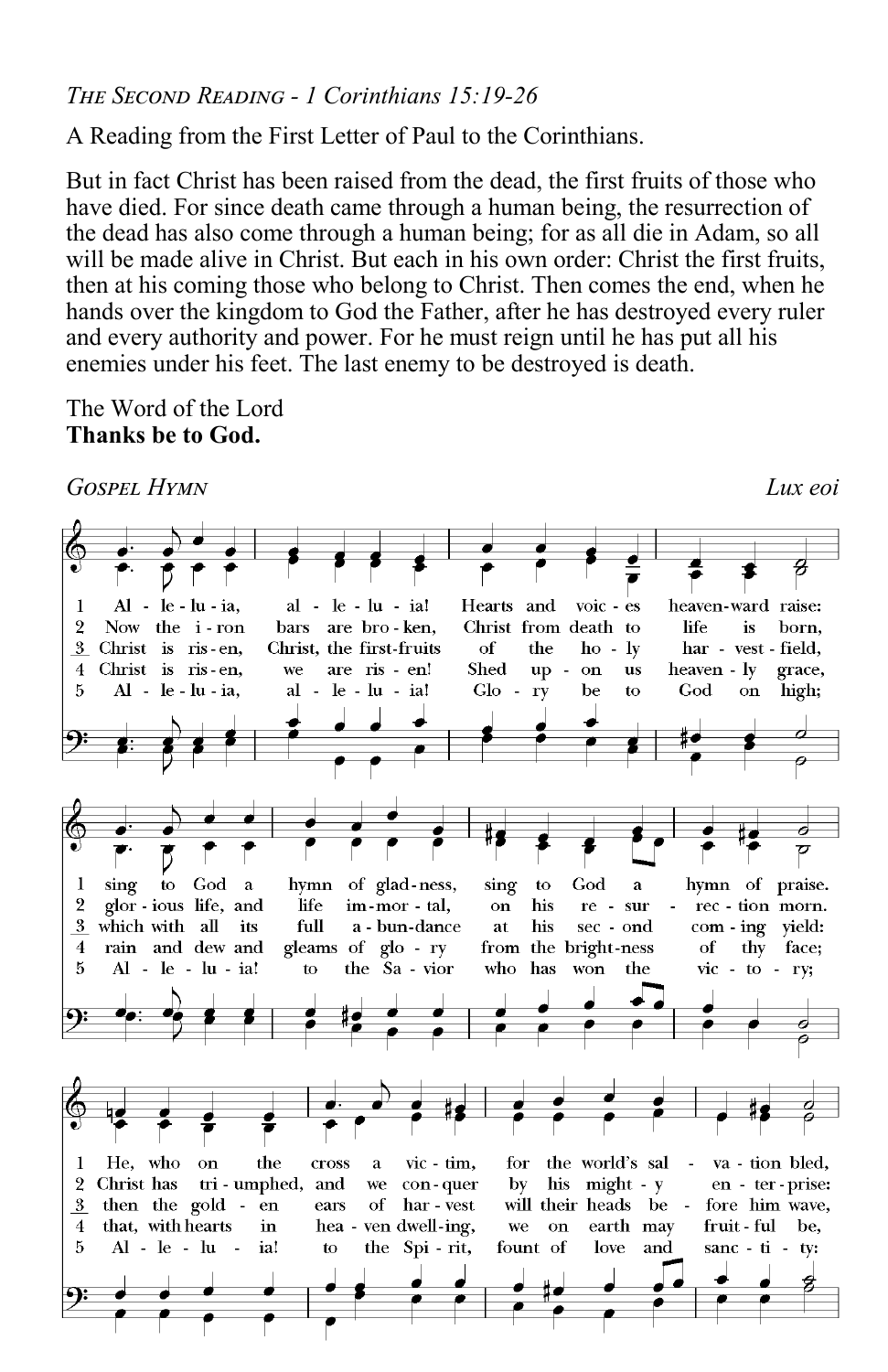*The Second Reading - 1 Corinthians 15:19-26*

A Reading from the First Letter of Paul to the Corinthians.

But in fact Christ has been raised from the dead, the first fruits of those who have died. For since death came through a human being, the resurrection of the dead has also come through a human being; for as all die in Adam, so all will be made alive in Christ. But each in his own order: Christ the first fruits, then at his coming those who belong to Christ. Then comes the end, when he hands over the kingdom to God the Father, after he has destroyed every ruler and every authority and power. For he must reign until he has put all his enemies under his feet. The last enemy to be destroyed is death.

The Word of the Lord
**Thanks be to God.**

*Gospel Hymn* *Lux eoi*

1 Alleluia, alleluia! Hearts and voices heavenward raise: sing to God a hymn of gladness, sing to God a hymn of praise. He, who on the cross a victim, for the world's salvation bled,

2 Now the iron bars are broken, Christ from death to life is born, glorious life, and life immortal, on his resurrection morn. Christ has triumphed, and we conquer by his mighty enterprise:

3 Christ is risen, Christ, the first-fruits of the holy harvest-field, which with all its full abundance at his second coming yield: then the golden ears of harvest will their heads before him wave,

4 Christ is risen, we are risen! Shed upon us heavenly grace, rain and dew and gleams of glory from the brightness of thy face; that, with hearts in heaven dwelling, we on earth may fruitful be,

5 Alleluia, alleluia! Glory be to God on high; Alleluia! to the Savior who has won the victory; Alleluia! to the Spirit, fount of love and sanctity: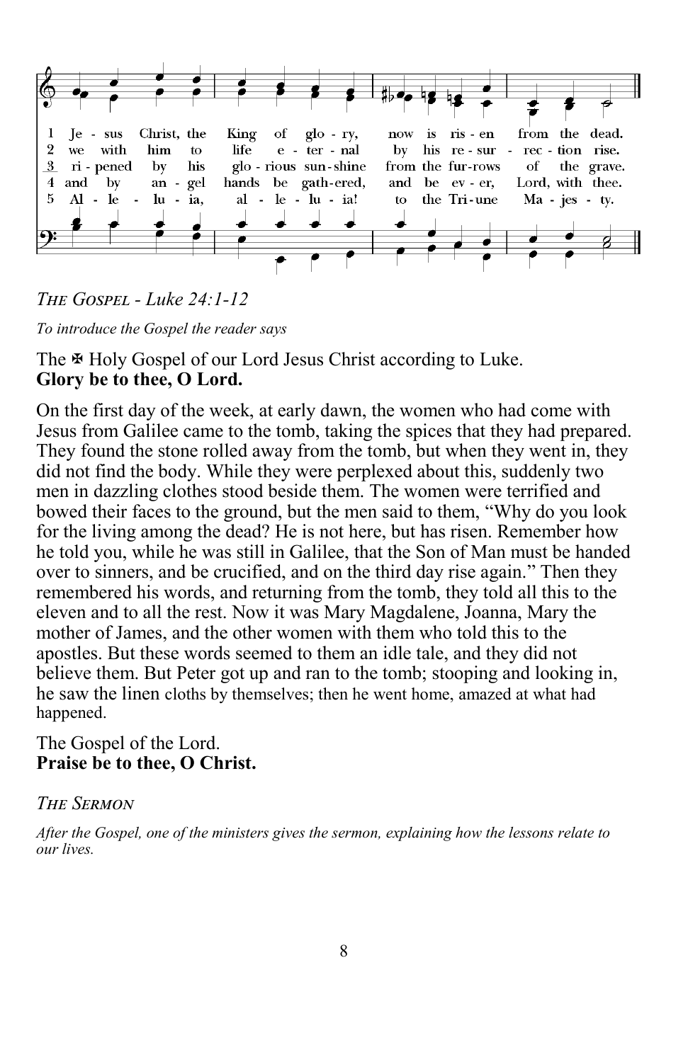1 Jesus Christ, the King of glory, now is risen from the dead.
2 we with him to life eternal by his resurrection rise.
3 ripened by his glorious sunshine from the furrows of the grave.
4 and by angel hands be gathered, and be ever, Lord, with thee.
5 Alleluia, alleluia! to the Triune Majesty.

*The Gospel - Luke 24:1-12*

*To introduce the Gospel the reader says*

The ✠ Holy Gospel of our Lord Jesus Christ according to Luke.
**Glory be to thee, O Lord.**

On the first day of the week, at early dawn, the women who had come with Jesus from Galilee came to the tomb, taking the spices that they had prepared. They found the stone rolled away from the tomb, but when they went in, they did not find the body. While they were perplexed about this, suddenly two men in dazzling clothes stood beside them. The women were terrified and bowed their faces to the ground, but the men said to them, "Why do you look for the living among the dead? He is not here, but has risen. Remember how he told you, while he was still in Galilee, that the Son of Man must be handed over to sinners, and be crucified, and on the third day rise again." Then they remembered his words, and returning from the tomb, they told all this to the eleven and to all the rest. Now it was Mary Magdalene, Joanna, Mary the mother of James, and the other women with them who told this to the apostles. But these words seemed to them an idle tale, and they did not believe them. But Peter got up and ran to the tomb; stooping and looking in, he saw the linen cloths by themselves; then he went home, amazed at what had happened.

The Gospel of the Lord.
**Praise be to thee, O Christ.**

*The Sermon*

*After the Gospel, one of the ministers gives the sermon, explaining how the lessons relate to our lives.*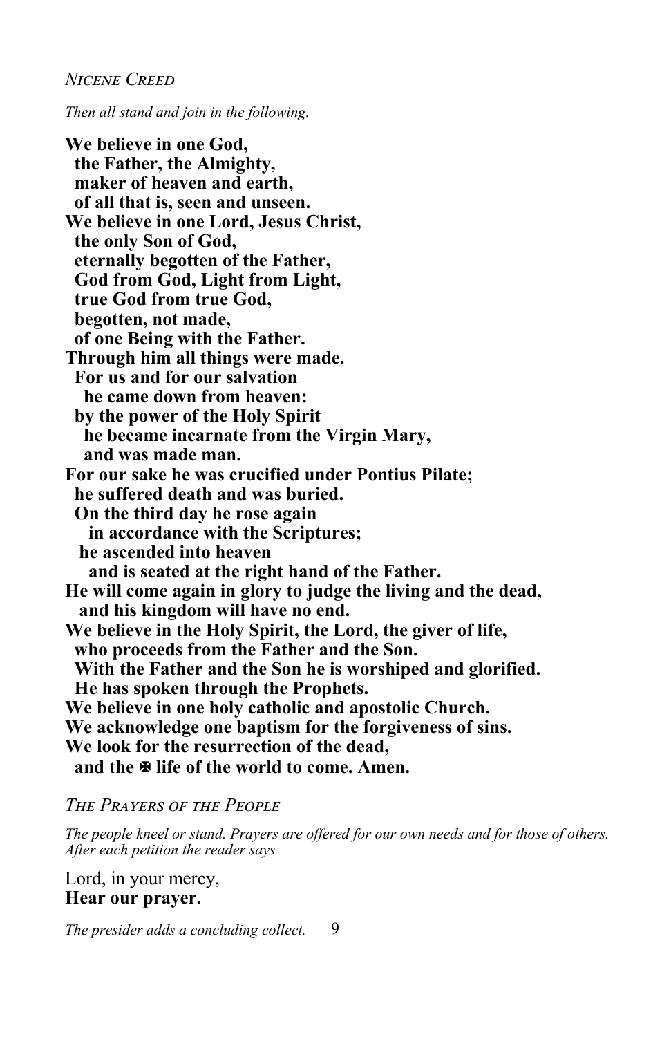*NICENE CREED*

*Then all stand and join in the following.*

**We believe in one God,**
**the Father, the Almighty,**
**maker of heaven and earth,**
**of all that is, seen and unseen.**
**We believe in one Lord, Jesus Christ,**
**the only Son of God,**
**eternally begotten of the Father,**
**God from God, Light from Light,**
**true God from true God,**
**begotten, not made,**
**of one Being with the Father.**
**Through him all things were made.**
**For us and for our salvation**
**he came down from heaven:**
**by the power of the Holy Spirit**
**he became incarnate from the Virgin Mary,**
**and was made man.**
**For our sake he was crucified under Pontius Pilate;**
**he suffered death and was buried.**
**On the third day he rose again**
**in accordance with the Scriptures;**
**he ascended into heaven**
**and is seated at the right hand of the Father.**
**He will come again in glory to judge the living and the dead,**
**and his kingdom will have no end.**
**We believe in the Holy Spirit, the Lord, the giver of life,**
**who proceeds from the Father and the Son.**
**With the Father and the Son he is worshiped and glorified.**
**He has spoken through the Prophets.**
**We believe in one holy catholic and apostolic Church.**
**We acknowledge one baptism for the forgiveness of sins.**
**We look for the resurrection of the dead,**
**and the ✠ life of the world to come. Amen.**

*THE PRAYERS OF THE PEOPLE*

*The people kneel or stand. Prayers are offered for our own needs and for those of others. After each petition the reader says*

Lord, in your mercy,
**Hear our prayer.**

*The presider adds a concluding collect.*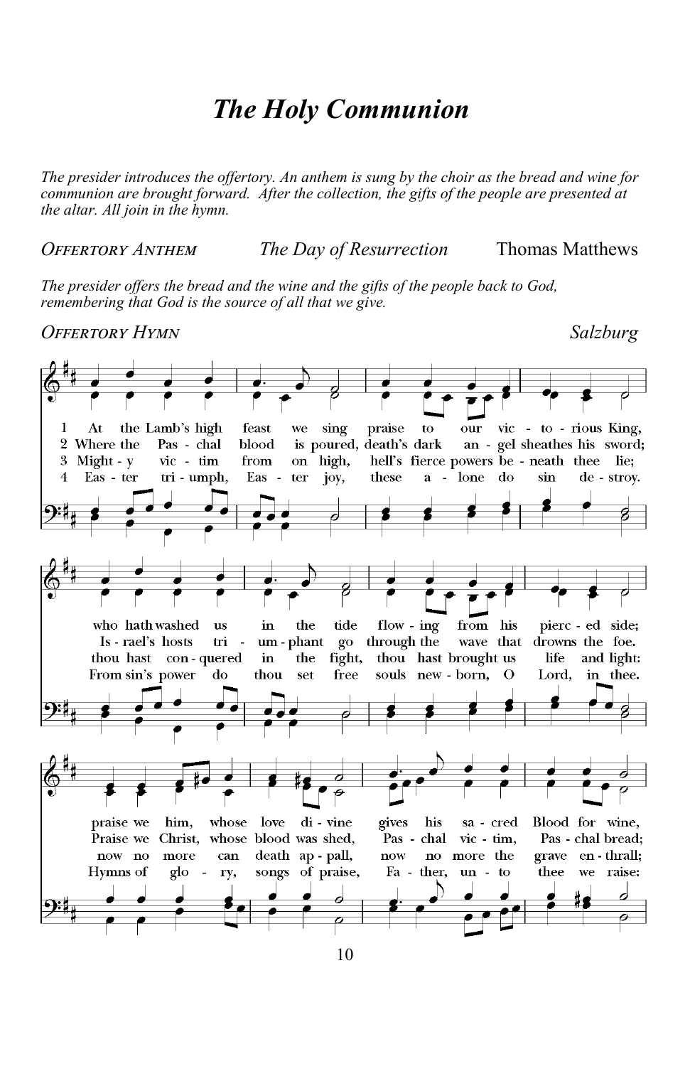# *The Holy Communion*

*The presider introduces the offertory. An anthem is sung by the choir as the bread and wine for communion are brought forward. After the collection, the gifts of the people are presented at the altar. All join in the hymn.*

*Offertory Anthem* *The Day of Resurrection* Thomas Matthews

*The presider offers the bread and the wine and the gifts of the people back to God, remembering that God is the source of all that we give.*

*Offertory Hymn* *Salzburg*

1 At the Lamb's high feast we sing praise to our vic - to - rious King, who hath washed us in the tide flow - ing from his pierc - ed side; praise we him, whose love di - vine gives his sa - cred Blood for wine,

2 Where the Pas - chal blood is poured, death's dark an - gel sheathes his sword; Is - rael's hosts tri - um - phant go through the wave that drowns the foe. Praise we Christ, whose blood was shed, Pas - chal vic - tim, Pas - chal bread;

3 Might - y vic - tim from on high, hell's fierce powers be - neath thee lie; thou hast con - quered in the fight, thou hast brought us life and light: now no more can death ap - pall, now no more the grave en - thrall;

4 Eas - ter tri - umph, Eas - ter joy, these a - lone do sin de - stroy. From sin's power do thou set free souls new - born, O Lord, in thee. Hymns of glo - ry, songs of praise, Fa - ther, un - to thee we raise: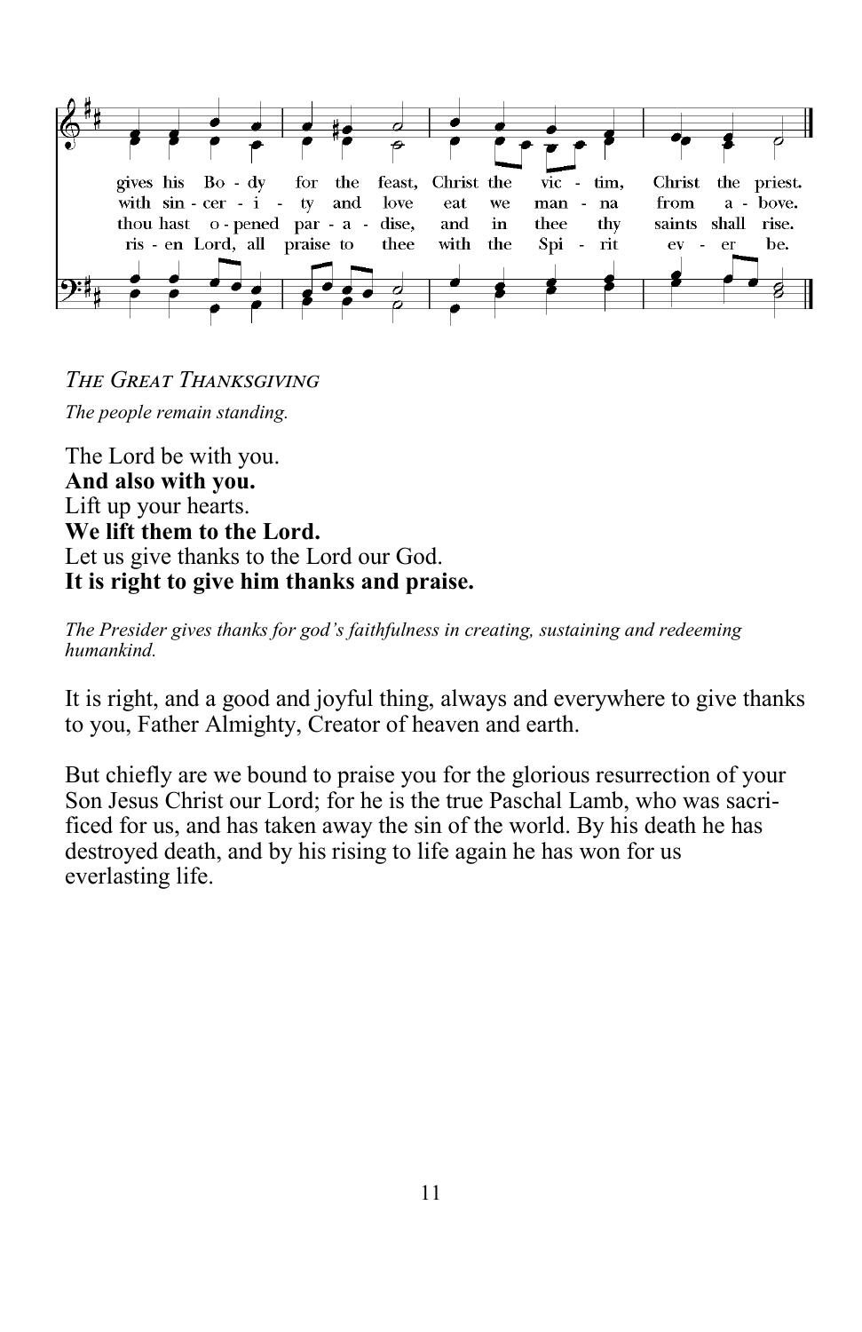gives his Body for the feast, Christ the victim, Christ the priest.
with sincerity and love eat we manna from above.
thou hast opened paradise, and in thee thy saints shall rise.
risen Lord, all praise to thee with the Spirit ever be.

*The Great Thanksgiving*

*The people remain standing.*

The Lord be with you.
**And also with you.**
Lift up your hearts.
**We lift them to the Lord.**
Let us give thanks to the Lord our God.
**It is right to give him thanks and praise.**

*The Presider gives thanks for god's faithfulness in creating, sustaining and redeeming humankind.*

It is right, and a good and joyful thing, always and everywhere to give thanks to you, Father Almighty, Creator of heaven and earth.

But chiefly are we bound to praise you for the glorious resurrection of your Son Jesus Christ our Lord; for he is the true Paschal Lamb, who was sacrificed for us, and has taken away the sin of the world. By his death he has destroyed death, and by his rising to life again he has won for us everlasting life.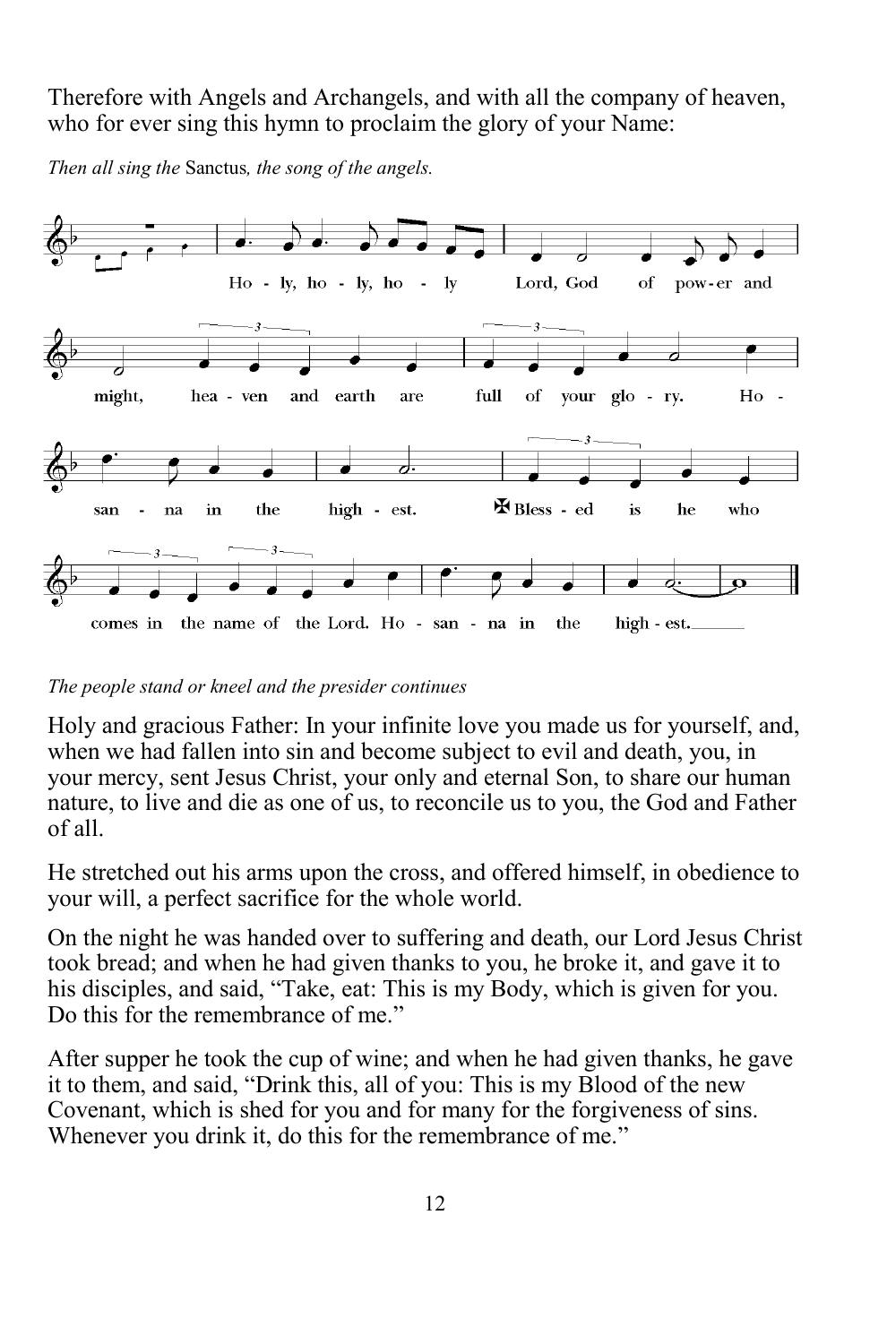Therefore with Angels and Archangels, and with all the company of heaven, who for ever sing this hymn to proclaim the glory of your Name:

*Then all sing the* Sanctus*, the song of the angels.*

Holy, holy, holy Lord, God of power and might, heaven and earth are full of your glory. Hosanna in the highest. ✠ Blessed is he who comes in the name of the Lord. Hosanna in the highest.

*The people stand or kneel and the presider continues*

Holy and gracious Father: In your infinite love you made us for yourself, and, when we had fallen into sin and become subject to evil and death, you, in your mercy, sent Jesus Christ, your only and eternal Son, to share our human nature, to live and die as one of us, to reconcile us to you, the God and Father of all.

He stretched out his arms upon the cross, and offered himself, in obedience to your will, a perfect sacrifice for the whole world.

On the night he was handed over to suffering and death, our Lord Jesus Christ took bread; and when he had given thanks to you, he broke it, and gave it to his disciples, and said, "Take, eat: This is my Body, which is given for you. Do this for the remembrance of me."

After supper he took the cup of wine; and when he had given thanks, he gave it to them, and said, "Drink this, all of you: This is my Blood of the new Covenant, which is shed for you and for many for the forgiveness of sins. Whenever you drink it, do this for the remembrance of me."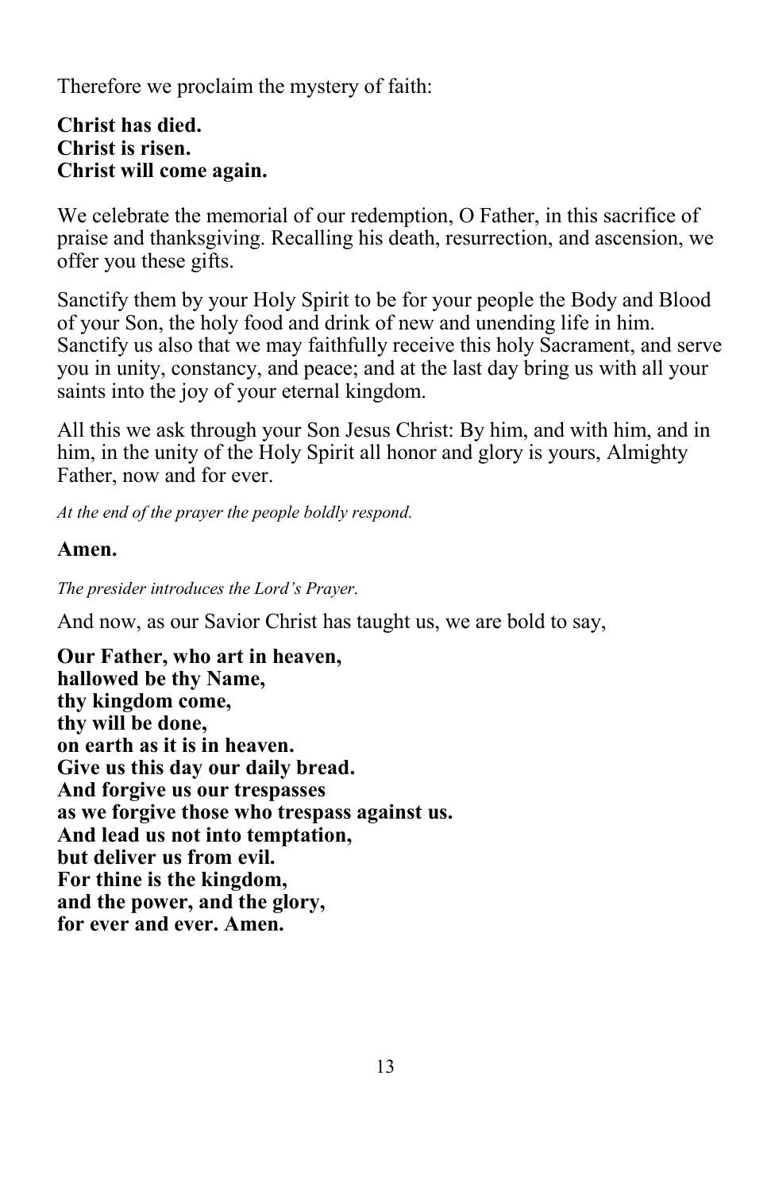Therefore we proclaim the mystery of faith:

**Christ has died.**
**Christ is risen.**
**Christ will come again.**

We celebrate the memorial of our redemption, O Father, in this sacrifice of praise and thanksgiving. Recalling his death, resurrection, and ascension, we offer you these gifts.

Sanctify them by your Holy Spirit to be for your people the Body and Blood of your Son, the holy food and drink of new and unending life in him. Sanctify us also that we may faithfully receive this holy Sacrament, and serve you in unity, constancy, and peace; and at the last day bring us with all your saints into the joy of your eternal kingdom.

All this we ask through your Son Jesus Christ: By him, and with him, and in him, in the unity of the Holy Spirit all honor and glory is yours, Almighty Father, now and for ever.

*At the end of the prayer the people boldly respond.*

**Amen.**

*The presider introduces the Lord's Prayer.*

And now, as our Savior Christ has taught us, we are bold to say,

**Our Father, who art in heaven,**
**hallowed be thy Name,**
**thy kingdom come,**
**thy will be done,**
**on earth as it is in heaven.**
**Give us this day our daily bread.**
**And forgive us our trespasses**
**as we forgive those who trespass against us.**
**And lead us not into temptation,**
**but deliver us from evil.**
**For thine is the kingdom,**
**and the power, and the glory,**
**for ever and ever. Amen.**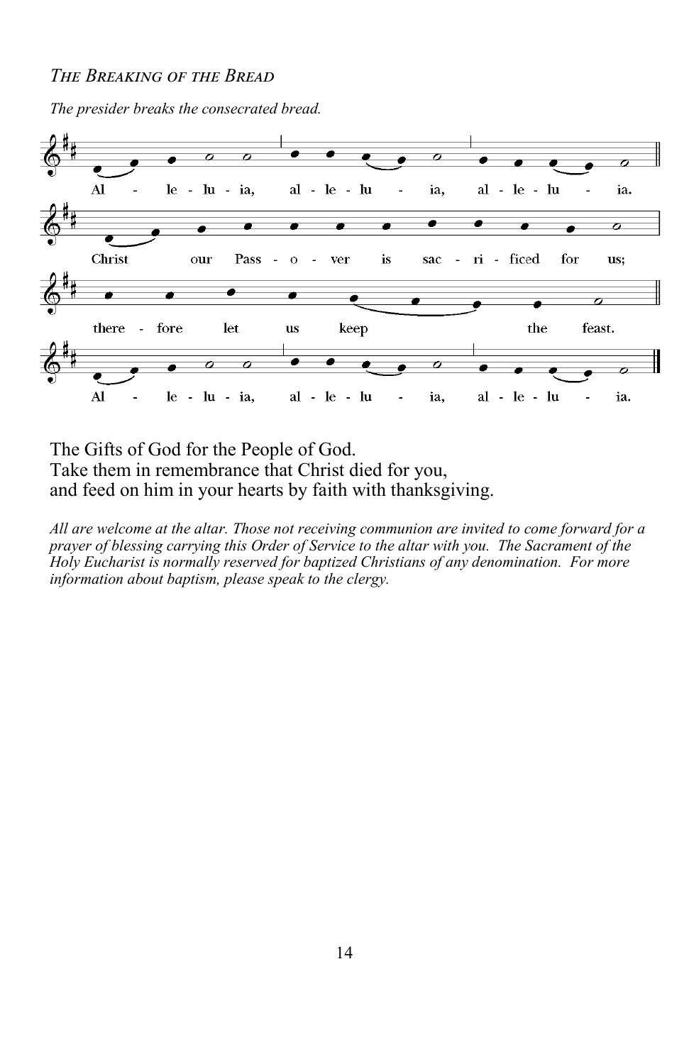*The Breaking of the Bread*

*The presider breaks the consecrated bread.*

Al - le - lu - ia, al - le - lu - ia, al - le - lu - ia.

Christ our Pass - o - ver is sac - ri - ficed for us;

there - fore let us keep the feast.

Al - le - lu - ia, al - le - lu - ia, al - le - lu - ia.

The Gifts of God for the People of God.
Take them in remembrance that Christ died for you,
and feed on him in your hearts by faith with thanksgiving.

*All are welcome at the altar. Those not receiving communion are invited to come forward for a prayer of blessing carrying this Order of Service to the altar with you. The Sacrament of the Holy Eucharist is normally reserved for baptized Christians of any denomination. For more information about baptism, please speak to the clergy.*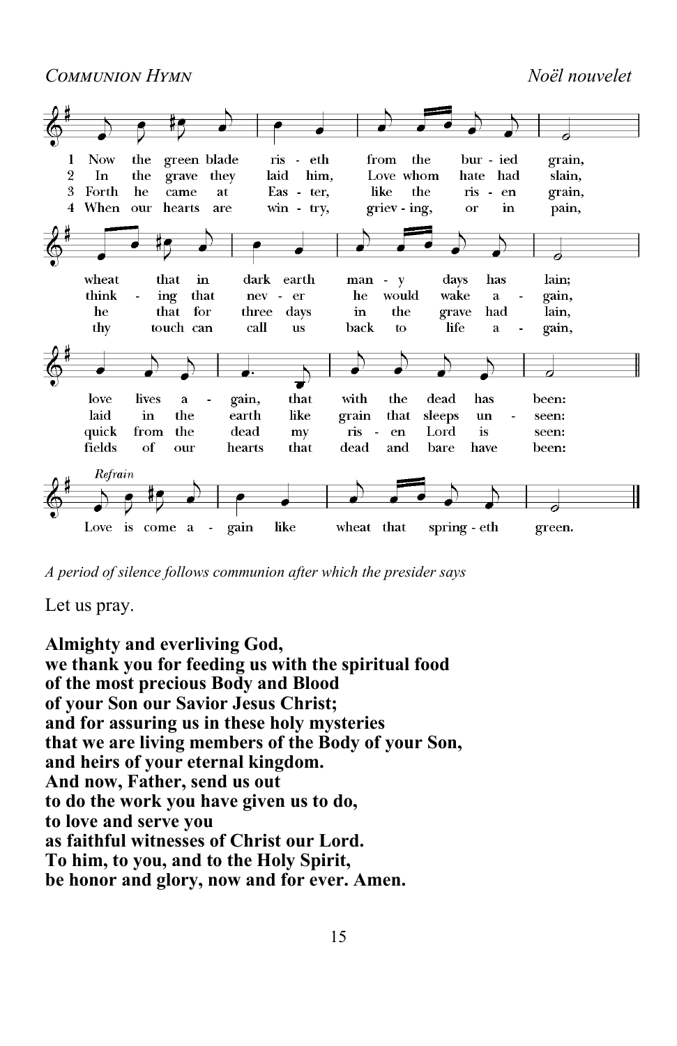*Communion Hymn* *Noël nouvelet*

1 Now the green blade rises from the buried grain, wheat that in dark earth many days has lain; love lives again, that with the dead has been:

2 In the grave they laid him, Love whom hate had slain, thinking that never he would wake again, laid in the earth like grain that sleeps unseen:

3 Forth he came at Easter, like the risen grain, he that for three days in the grave had lain, quick from the dead my risen Lord is seen:

4 When our hearts are wintry, grieving, or in pain, thy touch can call us back to life again, fields of our hearts that dead and bare have been:

*Refrain*
Love is come again like wheat that springeth green.

*A period of silence follows communion after which the presider says*

Let us pray.

**Almighty and everliving God,**
**we thank you for feeding us with the spiritual food**
**of the most precious Body and Blood**
**of your Son our Savior Jesus Christ;**
**and for assuring us in these holy mysteries**
**that we are living members of the Body of your Son,**
**and heirs of your eternal kingdom.**
**And now, Father, send us out**
**to do the work you have given us to do,**
**to love and serve you**
**as faithful witnesses of Christ our Lord.**
**To him, to you, and to the Holy Spirit,**
**be honor and glory, now and for ever. Amen.**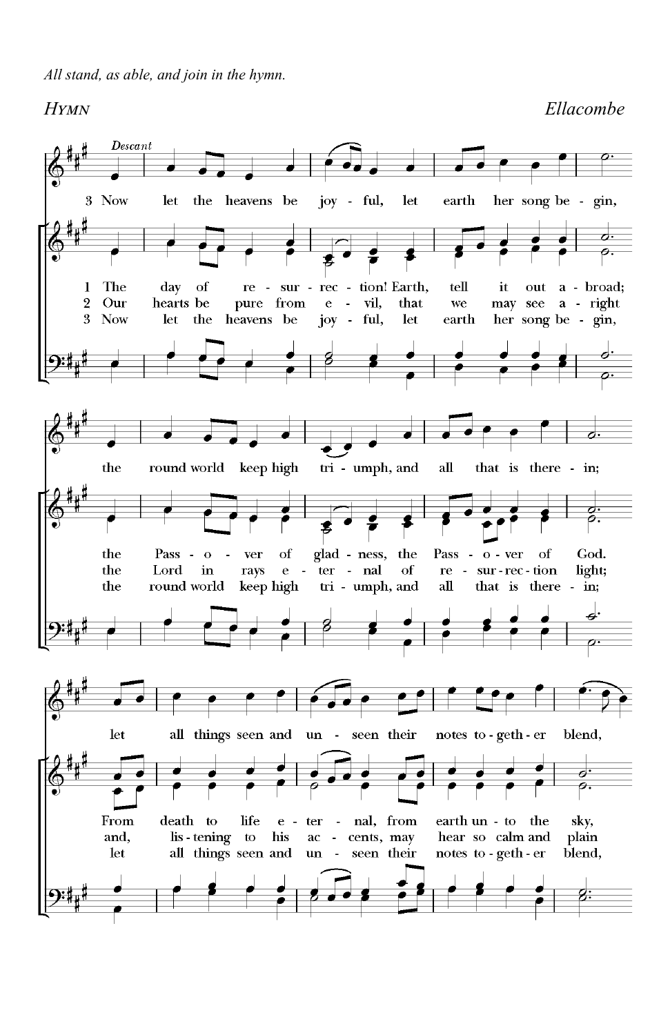*All stand, as able, and join in the hymn.*

## *Hymn*

*Ellacombe*

Descant

3 Now let the heavens be joy - ful, let earth her song be - gin,
the round world keep high tri - umph, and all that is there - in;
let all things seen and un - seen their notes to - geth - er blend,

1 The day of re - sur - rec - tion! Earth, tell it out a - broad;
the Pass - o - ver of glad - ness, the Pass - o - ver of God.
From death to life e - ter - nal, from earth un - to the sky,

2 Our hearts be pure from e - vil, that we may see a - right
the Lord in rays e - ter - nal of re - sur - rec - tion light;
and, lis - tening to his ac - cents, may hear so calm and plain

3 Now let the heavens be joy - ful, let earth her song be - gin,
the round world keep high tri - umph, and all that is there - in;
let all things seen and un - seen their notes to - geth - er blend,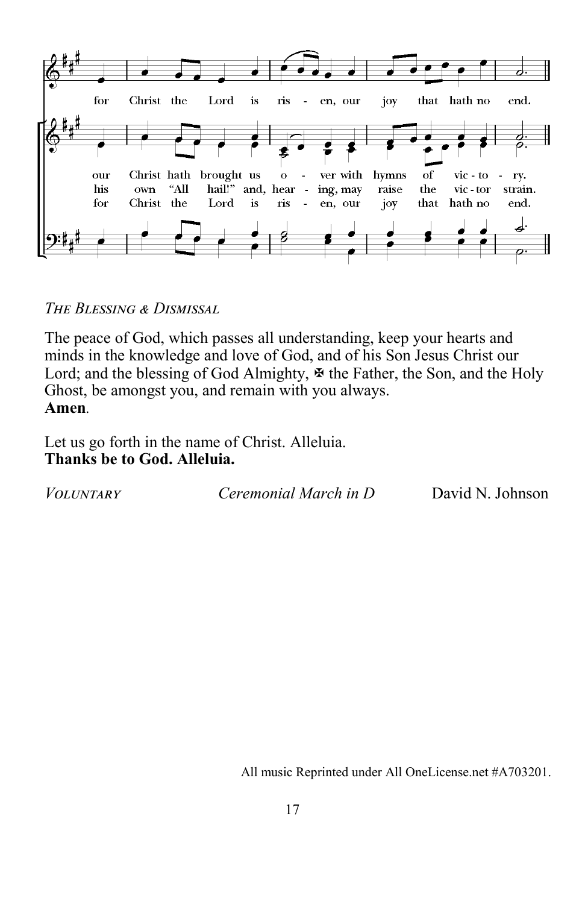for Christ the Lord is ris - en, our joy that hath no end.

our Christ hath brought us o - ver with hymns of vic - to - ry.
his own "All hail!" and, hear - ing, may raise the vic - tor strain.
for Christ the Lord is ris - en, our joy that hath no end.

*The Blessing & Dismissal*

The peace of God, which passes all understanding, keep your hearts and minds in the knowledge and love of God, and of his Son Jesus Christ our Lord; and the blessing of God Almighty, ✠ the Father, the Son, and the Holy Ghost, be amongst you, and remain with you always.
**Amen**.

Let us go forth in the name of Christ. Alleluia.
**Thanks be to God. Alleluia.**

*Voluntary* *Ceremonial March in D* David N. Johnson

All music Reprinted under All OneLicense.net #A703201.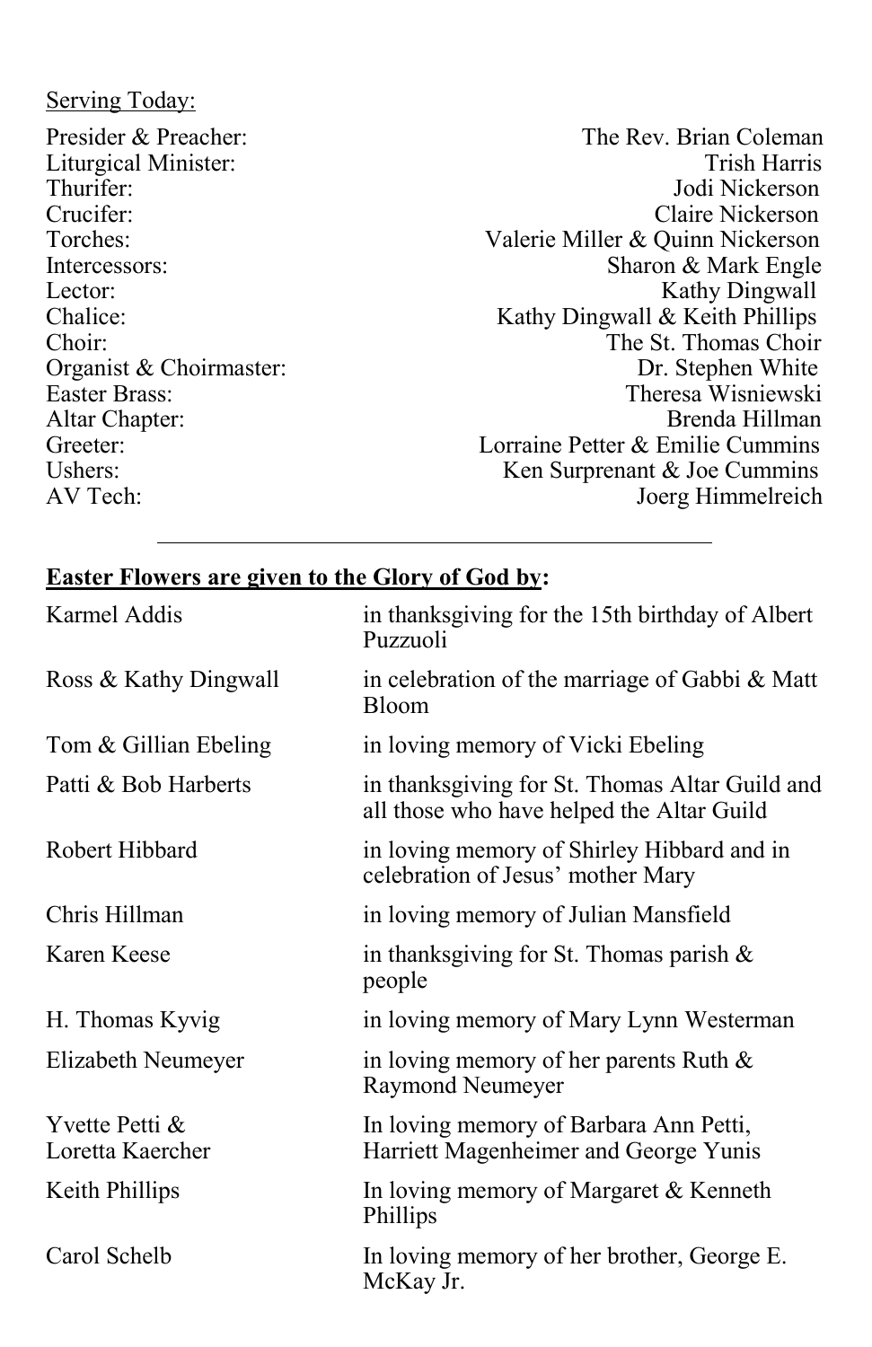<u>Serving Today:</u>

| | |
|---|---|
| Presider & Preacher: | The Rev. Brian Coleman |
| Liturgical Minister: | Trish Harris |
| Thurifer: | Jodi Nickerson |
| Crucifer: | Claire Nickerson |
| Torches: | Valerie Miller & Quinn Nickerson |
| Intercessors: | Sharon & Mark Engle |
| Lector: | Kathy Dingwall |
| Chalice: | Kathy Dingwall & Keith Phillips |
| Choir: | The St. Thomas Choir |
| Organist & Choirmaster: | Dr. Stephen White |
| Easter Brass: | Theresa Wisniewski |
| Altar Chapter: | Brenda Hillman |
| Greeter: | Lorraine Petter & Emilie Cummins |
| Ushers: | Ken Surprenant & Joe Cummins |
| AV Tech: | Joerg Himmelreich |

---

**<u>Easter Flowers are given to the Glory of God by</u>:**

| | |
|---|---|
| Karmel Addis | in thanksgiving for the 15th birthday of Albert Puzzuoli |
| Ross & Kathy Dingwall | in celebration of the marriage of Gabbi & Matt Bloom |
| Tom & Gillian Ebeling | in loving memory of Vicki Ebeling |
| Patti & Bob Harberts | in thanksgiving for St. Thomas Altar Guild and all those who have helped the Altar Guild |
| Robert Hibbard | in loving memory of Shirley Hibbard and in celebration of Jesus' mother Mary |
| Chris Hillman | in loving memory of Julian Mansfield |
| Karen Keese | in thanksgiving for St. Thomas parish & people |
| H. Thomas Kyvig | in loving memory of Mary Lynn Westerman |
| Elizabeth Neumeyer | in loving memory of her parents Ruth & Raymond Neumeyer |
| Yvette Petti & Loretta Kaercher | In loving memory of Barbara Ann Petti, Harriett Magenheimer and George Yunis |
| Keith Phillips | In loving memory of Margaret & Kenneth Phillips |
| Carol Schelb | In loving memory of her brother, George E. McKay Jr. |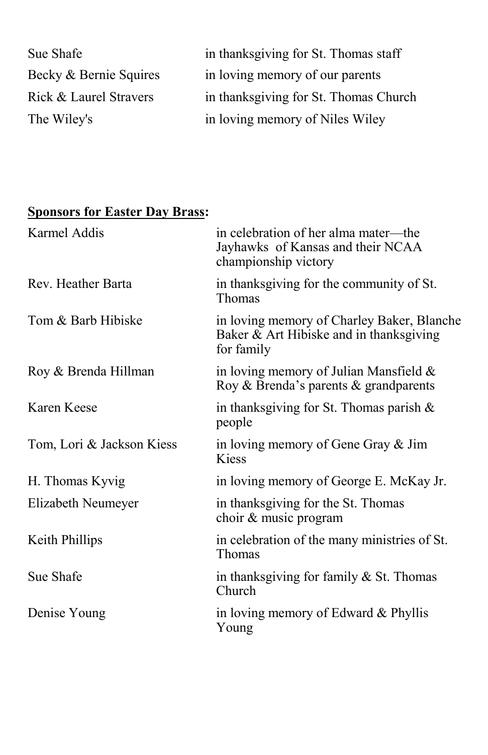| | |
|---|---|
| Sue Shafe | in thanksgiving for St. Thomas staff |
| Becky & Bernie Squires | in loving memory of our parents |
| Rick & Laurel Stravers | in thanksgiving for St. Thomas Church |
| The Wiley's | in loving memory of Niles Wiley |

**<u>Sponsors for Easter Day Brass</u>:**

| | |
|---|---|
| Karmel Addis | in celebration of her alma mater—the Jayhawks of Kansas and their NCAA championship victory |
| Rev. Heather Barta | in thanksgiving for the community of St. Thomas |
| Tom & Barb Hibiske | in loving memory of Charley Baker, Blanche Baker & Art Hibiske and in thanksgiving for family |
| Roy & Brenda Hillman | in loving memory of Julian Mansfield & Roy & Brenda's parents & grandparents |
| Karen Keese | in thanksgiving for St. Thomas parish & people |
| Tom, Lori & Jackson Kiess | in loving memory of Gene Gray & Jim Kiess |
| H. Thomas Kyvig | in loving memory of George E. McKay Jr. |
| Elizabeth Neumeyer | in thanksgiving for the St. Thomas choir & music program |
| Keith Phillips | in celebration of the many ministries of St. Thomas |
| Sue Shafe | in thanksgiving for family & St. Thomas Church |
| Denise Young | in loving memory of Edward & Phyllis Young |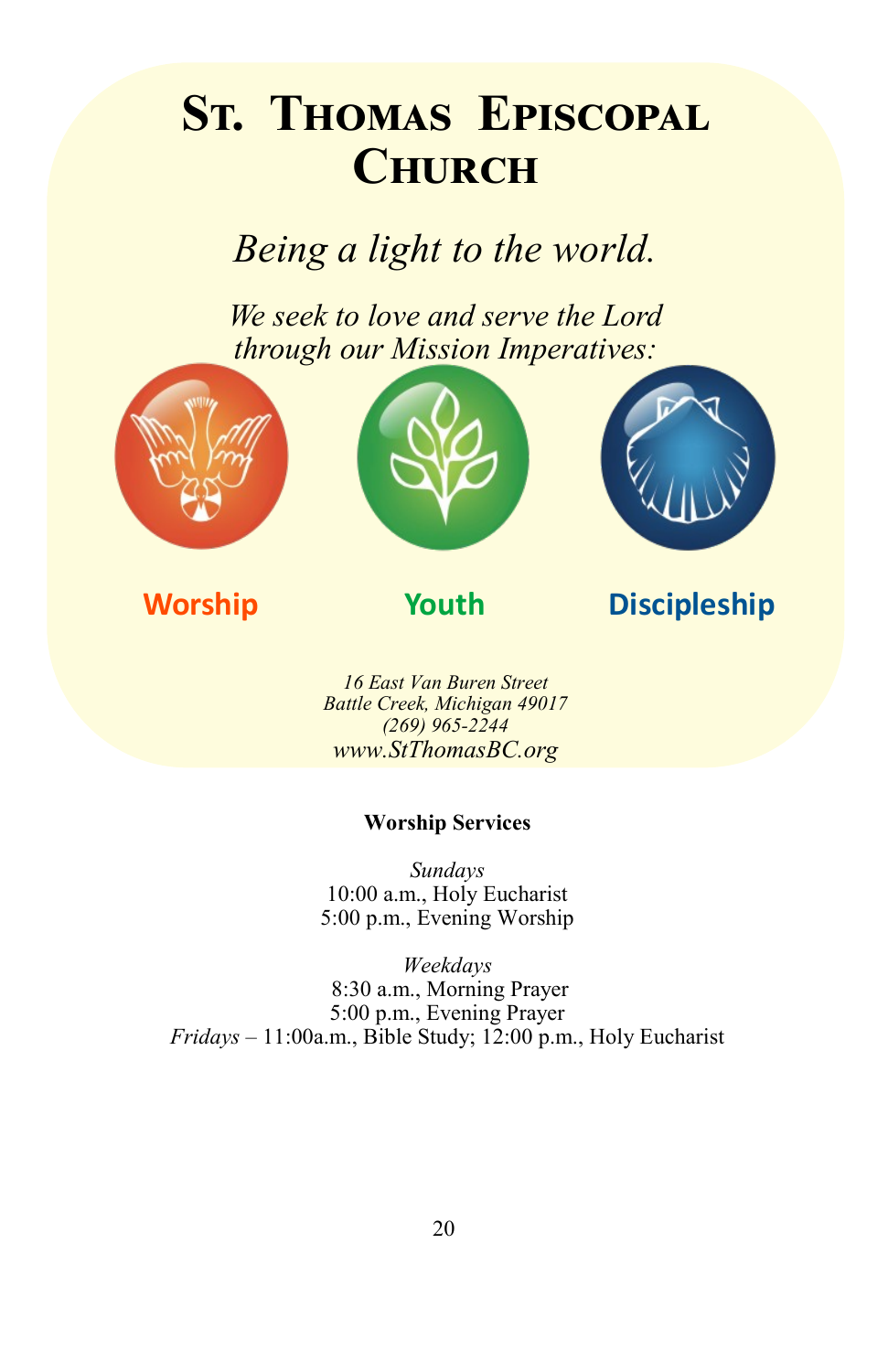# St. Thomas Episcopal Church

*Being a light to the world.*

*We seek to love and serve the Lord through our Mission Imperatives:*

**Worship** **Youth** **Discipleship**

*16 East Van Buren Street*
*Battle Creek, Michigan 49017*
*(269) 965-2244*
*www.StThomasBC.org*

**Worship Services**

*Sundays*
10:00 a.m., Holy Eucharist
5:00 p.m., Evening Worship

*Weekdays*
8:30 a.m., Morning Prayer
5:00 p.m., Evening Prayer
*Fridays* – 11:00a.m., Bible Study; 12:00 p.m., Holy Eucharist